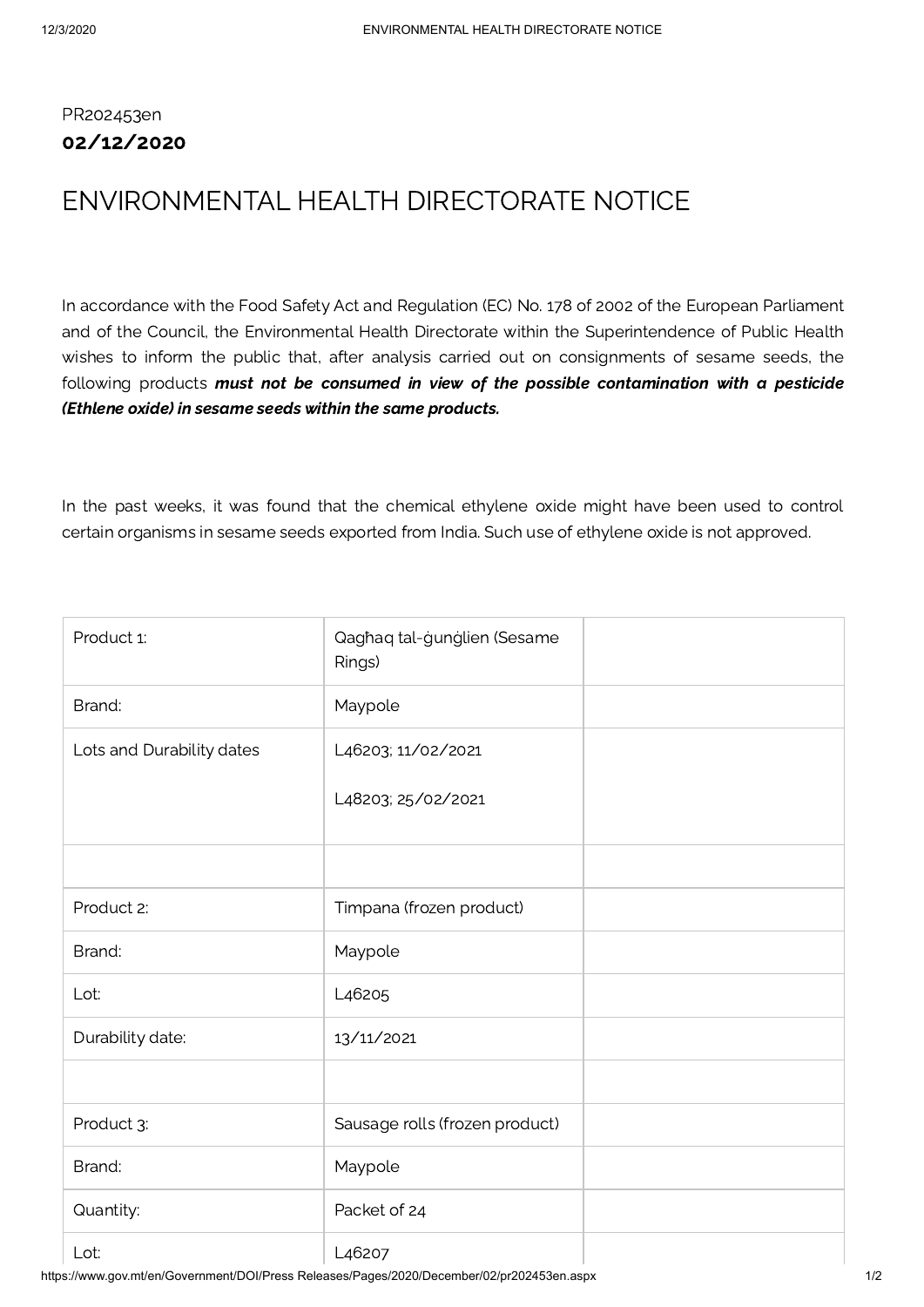PR202453en

**02/12/2020**

# ENVIRONMENTAL HEALTH DIRECTORATE NOTICE

In accordance with the Food Safety Act and Regulation (EC) No. 178 of 2002 of the European Parliament and of the Council, the Environmental Health Directorate within the Superintendence of Public Health wishes to inform the public that, after analysis carried out on consignments of sesame seeds, the following products ***must not be consumed in view of the possible contamination with a pesticide (Ethlene oxide) in sesame seeds within the same products.***

In the past weeks, it was found that the chemical ethylene oxide might have been used to control certain organisms in sesame seeds exported from India. Such use of ethylene oxide is not approved.

| Product 1: | Qagħaq tal-ġunġlien (Sesame Rings) | |
|---|---|---|
| Brand: | Maypole | |
| Lots and Durability dates | L46203; 11/02/2021<br>L48203; 25/02/2021 | |
| | | |
| Product 2: | Timpana (frozen product) | |
| Brand: | Maypole | |
| Lot: | L46205 | |
| Durability date: | 13/11/2021 | |
| | | |
| Product 3: | Sausage rolls (frozen product) | |
| Brand: | Maypole | |
| Quantity: | Packet of 24 | |
| Lot: | L46207 | |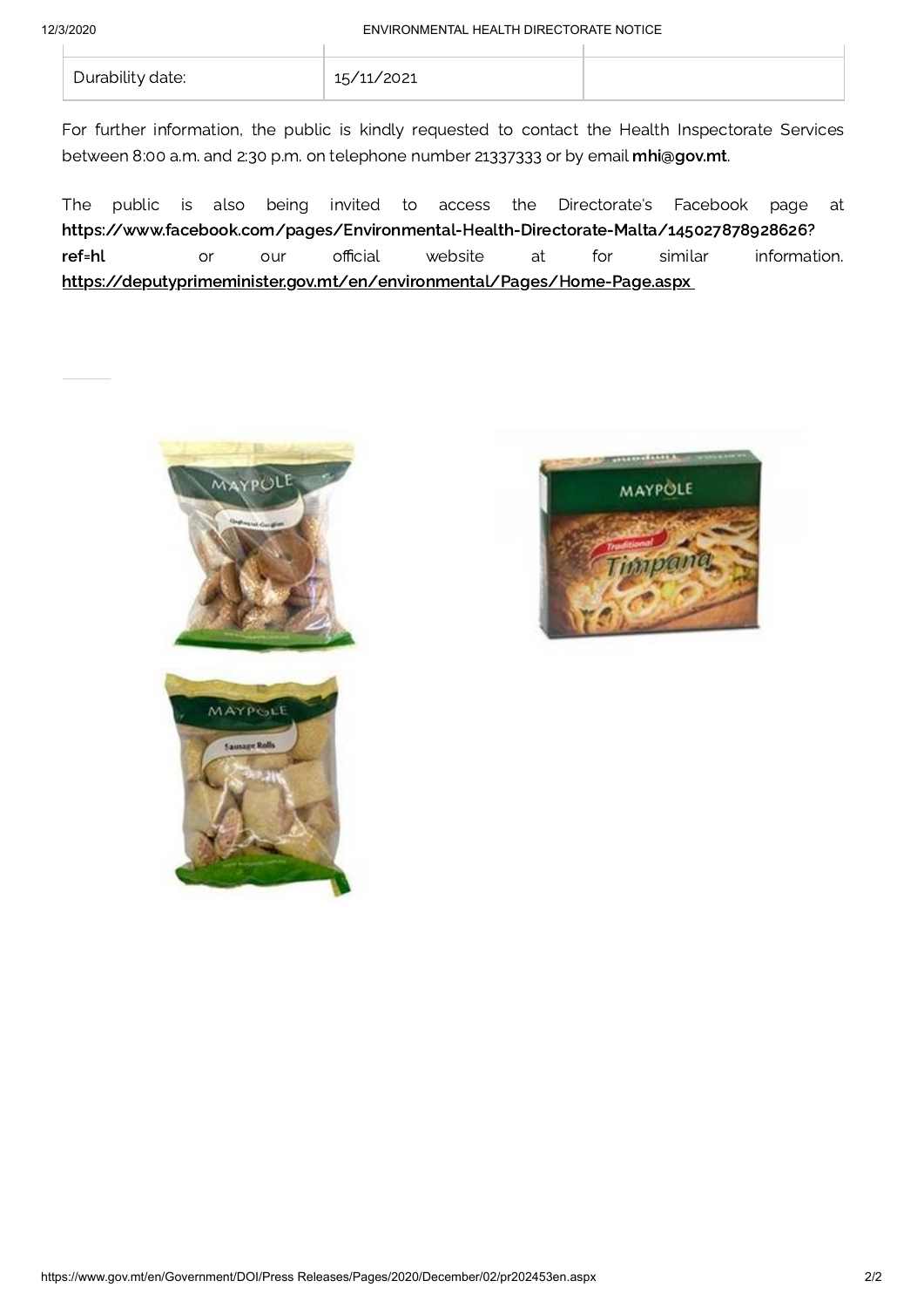| | | |
|---|---|---|
| Durability date: | 15/11/2021 | |

For further information, the public is kindly requested to contact the Health Inspectorate Services between 8:00 a.m. and 2:30 p.m. on telephone number 21337333 or by email **mhi@gov.mt**.

The public is also being invited to access the Directorate's Facebook page at **https://www.facebook.com/pages/Environmental-Health-Directorate-Malta/145027878928626?ref=hl** or our official website at for similar information. **https://deputyprimeminister.gov.mt/en/environmental/Pages/Home-Page.aspx**